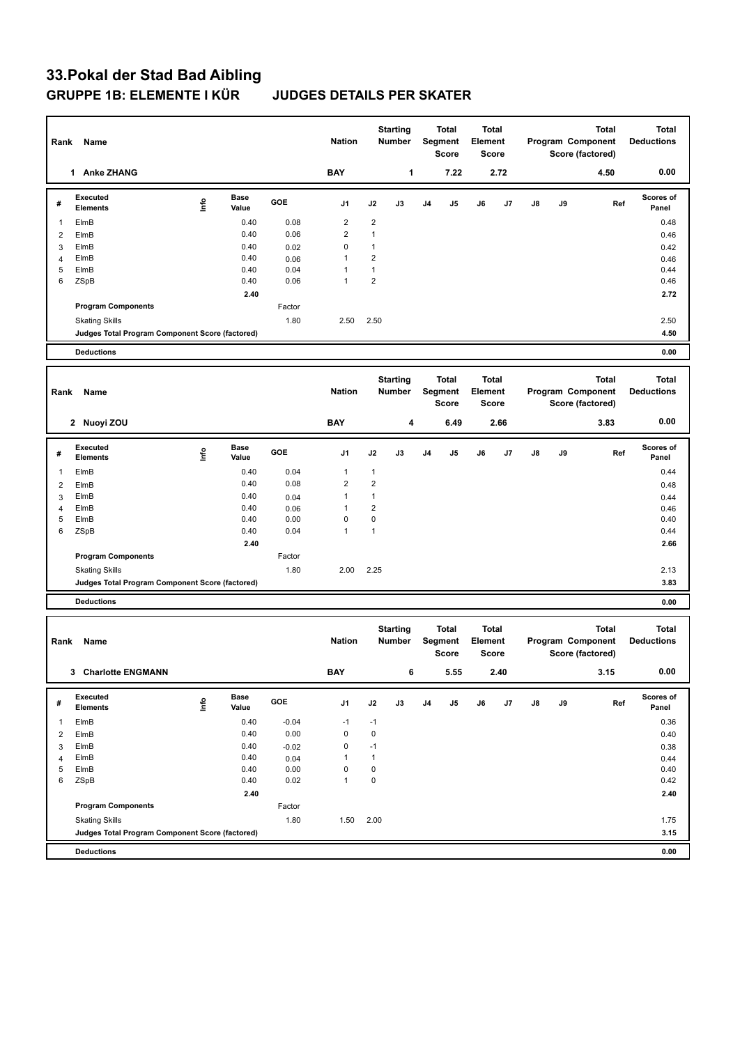# 33.Pokal der Stad Bad Aibling

## GRUPPE 1B: ELEMENTE I KÜR JUDGES DETAILS PER SKATER

| Rank | Name | Nation | Starting Number | Total Segment Score | Total Element Score | Total Program Component Score (factored) | Total Deductions |
|---|---|---|---|---|---|---|---|
| 1 | Anke ZHANG | BAY | 1 | 7.22 | 2.72 | 4.50 | 0.00 |

| # | Executed Elements | Info | Base Value | GOE | J1 | J2 | J3 | J4 | J5 | J6 | J7 | J8 | J9 | Ref | Scores of Panel |
|---|---|---|---|---|---|---|---|---|---|---|---|---|---|---|---|
| 1 | ElmB | | 0.40 | 0.08 | 2 | 2 | | | | | | | | | 0.48 |
| 2 | ElmB | | 0.40 | 0.06 | 2 | 1 | | | | | | | | | 0.46 |
| 3 | ElmB | | 0.40 | 0.02 | 0 | 1 | | | | | | | | | 0.42 |
| 4 | ElmB | | 0.40 | 0.06 | 1 | 2 | | | | | | | | | 0.46 |
| 5 | ElmB | | 0.40 | 0.04 | 1 | 1 | | | | | | | | | 0.44 |
| 6 | ZSpB | | 0.40 | 0.06 | 1 | 2 | | | | | | | | | 0.46 |
| | | | 2.40 | | | | | | | | | | | | 2.72 |
| | Program Components | | | Factor | | | | | | | | | | | |
| | Skating Skills | | | 1.80 | 2.50 | 2.50 | | | | | | | | | 2.50 |
| | Judges Total Program Component Score (factored) | | | | | | | | | | | | | | 4.50 |
| | Deductions | | | | | | | | | | | | | | 0.00 |

| Rank | Name | Nation | Starting Number | Total Segment Score | Total Element Score | Total Program Component Score (factored) | Total Deductions |
|---|---|---|---|---|---|---|---|
| 2 | Nuoyi ZOU | BAY | 4 | 6.49 | 2.66 | 3.83 | 0.00 |

| # | Executed Elements | Info | Base Value | GOE | J1 | J2 | J3 | J4 | J5 | J6 | J7 | J8 | J9 | Ref | Scores of Panel |
|---|---|---|---|---|---|---|---|---|---|---|---|---|---|---|---|
| 1 | ElmB | | 0.40 | 0.04 | 1 | 1 | | | | | | | | | 0.44 |
| 2 | ElmB | | 0.40 | 0.08 | 2 | 2 | | | | | | | | | 0.48 |
| 3 | ElmB | | 0.40 | 0.04 | 1 | 1 | | | | | | | | | 0.44 |
| 4 | ElmB | | 0.40 | 0.06 | 1 | 2 | | | | | | | | | 0.46 |
| 5 | ElmB | | 0.40 | 0.00 | 0 | 0 | | | | | | | | | 0.40 |
| 6 | ZSpB | | 0.40 | 0.04 | 1 | 1 | | | | | | | | | 0.44 |
| | | | 2.40 | | | | | | | | | | | | 2.66 |
| | Program Components | | | Factor | | | | | | | | | | | |
| | Skating Skills | | | 1.80 | 2.00 | 2.25 | | | | | | | | | 2.13 |
| | Judges Total Program Component Score (factored) | | | | | | | | | | | | | | 3.83 |
| | Deductions | | | | | | | | | | | | | | 0.00 |

| Rank | Name | Nation | Starting Number | Total Segment Score | Total Element Score | Total Program Component Score (factored) | Total Deductions |
|---|---|---|---|---|---|---|---|
| 3 | Charlotte ENGMANN | BAY | 6 | 5.55 | 2.40 | 3.15 | 0.00 |

| # | Executed Elements | Info | Base Value | GOE | J1 | J2 | J3 | J4 | J5 | J6 | J7 | J8 | J9 | Ref | Scores of Panel |
|---|---|---|---|---|---|---|---|---|---|---|---|---|---|---|---|
| 1 | ElmB | | 0.40 | -0.04 | -1 | -1 | | | | | | | | | 0.36 |
| 2 | ElmB | | 0.40 | 0.00 | 0 | 0 | | | | | | | | | 0.40 |
| 3 | ElmB | | 0.40 | -0.02 | 0 | -1 | | | | | | | | | 0.38 |
| 4 | ElmB | | 0.40 | 0.04 | 1 | 1 | | | | | | | | | 0.44 |
| 5 | ElmB | | 0.40 | 0.00 | 0 | 0 | | | | | | | | | 0.40 |
| 6 | ZSpB | | 0.40 | 0.02 | 1 | 0 | | | | | | | | | 0.42 |
| | | | 2.40 | | | | | | | | | | | | 2.40 |
| | Program Components | | | Factor | | | | | | | | | | | |
| | Skating Skills | | | 1.80 | 1.50 | 2.00 | | | | | | | | | 1.75 |
| | Judges Total Program Component Score (factored) | | | | | | | | | | | | | | 3.15 |
| | Deductions | | | | | | | | | | | | | | 0.00 |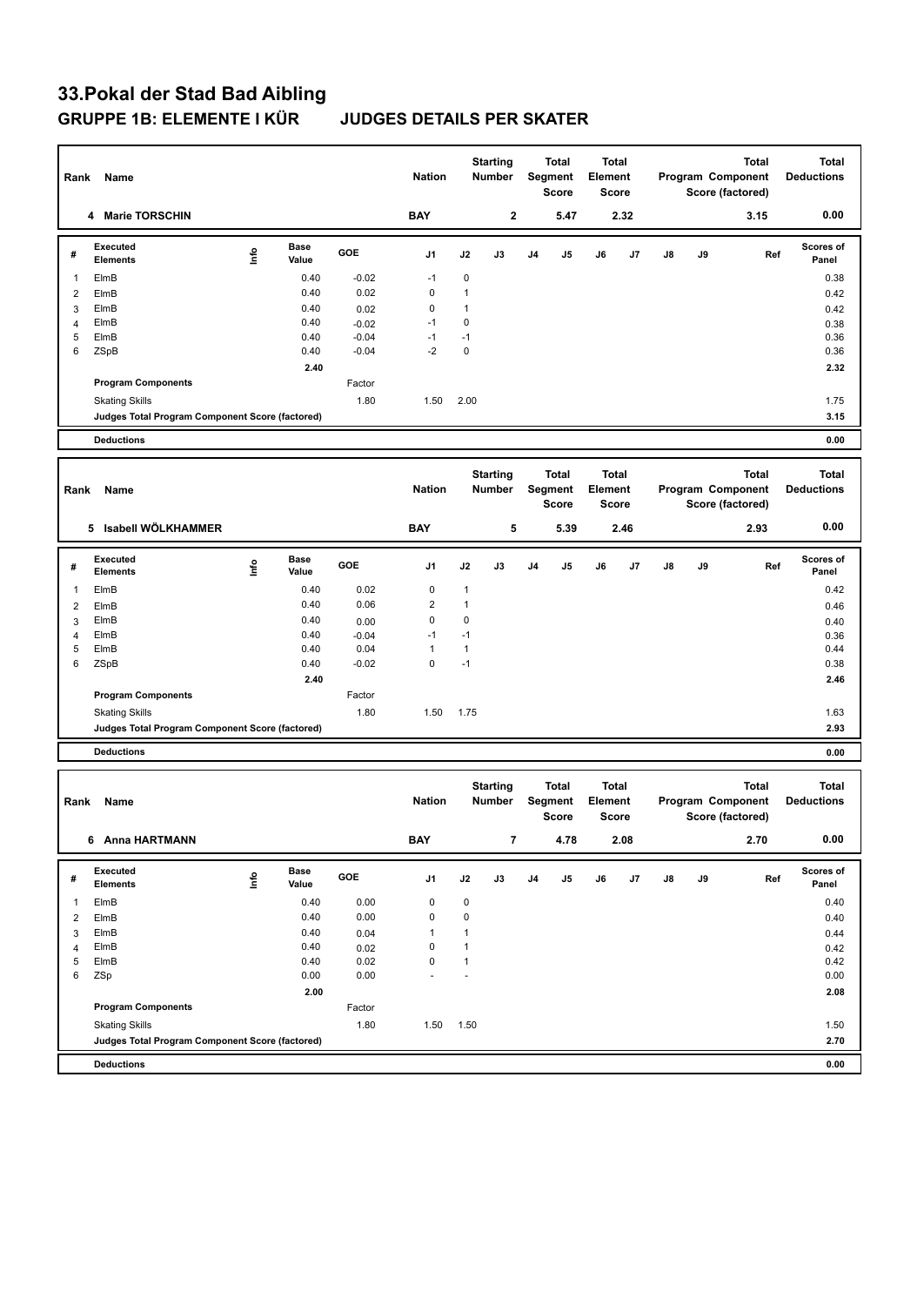# 33.Pokal der Stad Bad Aibling

## GRUPPE 1B: ELEMENTE I KÜR JUDGES DETAILS PER SKATER

| Rank | Name | Nation | Starting Number | Total Segment Score | Total Element Score | Total Program Component Score (factored) | Total Deductions |
|---|---|---|---|---|---|---|---|
| 4 | Marie TORSCHIN | BAY | 2 | 5.47 | 2.32 | 3.15 | 0.00 |

| # | Executed Elements | Info | Base Value | GOE | J1 | J2 | J3 | J4 | J5 | J6 | J7 | J8 | J9 | Ref | Scores of Panel |
|---|---|---|---|---|---|---|---|---|---|---|---|---|---|---|---|
| 1 | ElmB | | 0.40 | -0.02 | -1 | 0 | | | | | | | | | 0.38 |
| 2 | ElmB | | 0.40 | 0.02 | 0 | 1 | | | | | | | | | 0.42 |
| 3 | ElmB | | 0.40 | 0.02 | 0 | 1 | | | | | | | | | 0.42 |
| 4 | ElmB | | 0.40 | -0.02 | -1 | 0 | | | | | | | | | 0.38 |
| 5 | ElmB | | 0.40 | -0.04 | -1 | -1 | | | | | | | | | 0.36 |
| 6 | ZSpB | | 0.40 | -0.04 | -2 | 0 | | | | | | | | | 0.36 |
| | | | 2.40 | | | | | | | | | | | | 2.32 |
| | Program Components | | | Factor | | | | | | | | | | | |
| | Skating Skills | | | 1.80 | 1.50 | 2.00 | | | | | | | | | 1.75 |
| | Judges Total Program Component Score (factored) | | | | | | | | | | | | | | 3.15 |
| | Deductions | | | | | | | | | | | | | | 0.00 |

| Rank | Name | Nation | Starting Number | Total Segment Score | Total Element Score | Total Program Component Score (factored) | Total Deductions |
|---|---|---|---|---|---|---|---|
| 5 | Isabell WÖLKHAMMER | BAY | 5 | 5.39 | 2.46 | 2.93 | 0.00 |

| # | Executed Elements | Info | Base Value | GOE | J1 | J2 | J3 | J4 | J5 | J6 | J7 | J8 | J9 | Ref | Scores of Panel |
|---|---|---|---|---|---|---|---|---|---|---|---|---|---|---|---|
| 1 | ElmB | | 0.40 | 0.02 | 0 | 1 | | | | | | | | | 0.42 |
| 2 | ElmB | | 0.40 | 0.06 | 2 | 1 | | | | | | | | | 0.46 |
| 3 | ElmB | | 0.40 | 0.00 | 0 | 0 | | | | | | | | | 0.40 |
| 4 | ElmB | | 0.40 | -0.04 | -1 | -1 | | | | | | | | | 0.36 |
| 5 | ElmB | | 0.40 | 0.04 | 1 | 1 | | | | | | | | | 0.44 |
| 6 | ZSpB | | 0.40 | -0.02 | 0 | -1 | | | | | | | | | 0.38 |
| | | | 2.40 | | | | | | | | | | | | 2.46 |
| | Program Components | | | Factor | | | | | | | | | | | |
| | Skating Skills | | | 1.80 | 1.50 | 1.75 | | | | | | | | | 1.63 |
| | Judges Total Program Component Score (factored) | | | | | | | | | | | | | | 2.93 |
| | Deductions | | | | | | | | | | | | | | 0.00 |

| Rank | Name | Nation | Starting Number | Total Segment Score | Total Element Score | Total Program Component Score (factored) | Total Deductions |
|---|---|---|---|---|---|---|---|
| 6 | Anna HARTMANN | BAY | 7 | 4.78 | 2.08 | 2.70 | 0.00 |

| # | Executed Elements | Info | Base Value | GOE | J1 | J2 | J3 | J4 | J5 | J6 | J7 | J8 | J9 | Ref | Scores of Panel |
|---|---|---|---|---|---|---|---|---|---|---|---|---|---|---|---|
| 1 | ElmB | | 0.40 | 0.00 | 0 | 0 | | | | | | | | | 0.40 |
| 2 | ElmB | | 0.40 | 0.00 | 0 | 0 | | | | | | | | | 0.40 |
| 3 | ElmB | | 0.40 | 0.04 | 1 | 1 | | | | | | | | | 0.44 |
| 4 | ElmB | | 0.40 | 0.02 | 0 | 1 | | | | | | | | | 0.42 |
| 5 | ElmB | | 0.40 | 0.02 | 0 | 1 | | | | | | | | | 0.42 |
| 6 | ZSp | | 0.00 | 0.00 | - | - | | | | | | | | | 0.00 |
| | | | 2.00 | | | | | | | | | | | | 2.08 |
| | Program Components | | | Factor | | | | | | | | | | | |
| | Skating Skills | | | 1.80 | 1.50 | 1.50 | | | | | | | | | 1.50 |
| | Judges Total Program Component Score (factored) | | | | | | | | | | | | | | 2.70 |
| | Deductions | | | | | | | | | | | | | | 0.00 |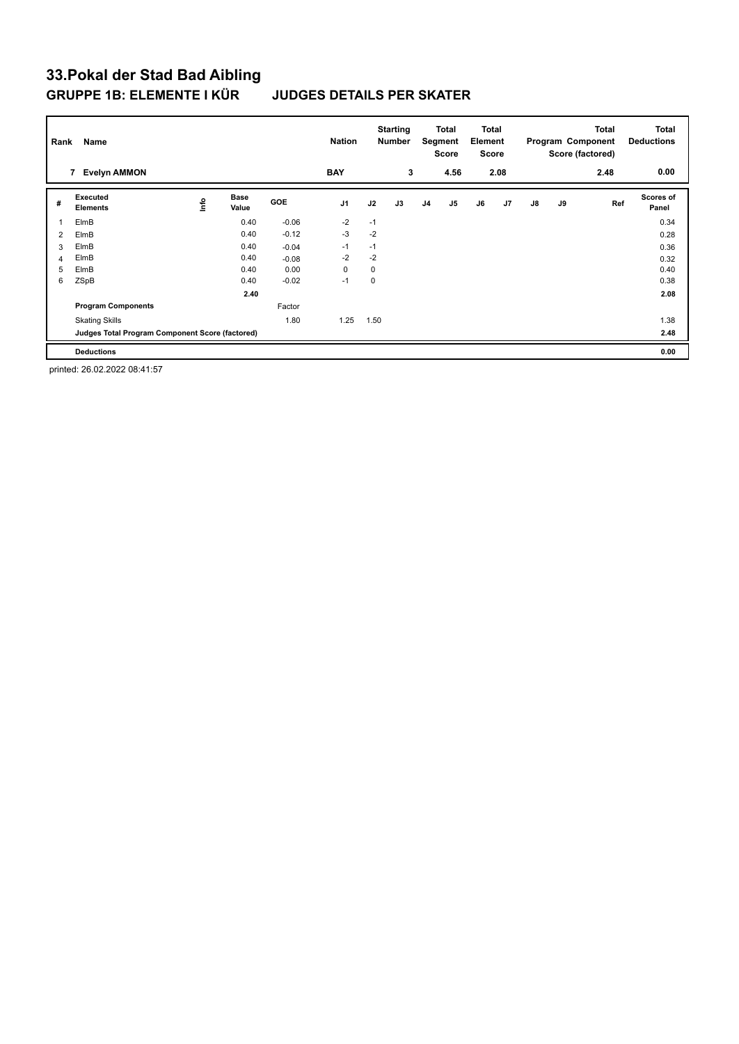# 33.Pokal der Stad Bad Aibling

## GRUPPE 1B: ELEMENTE I KÜR JUDGES DETAILS PER SKATER

| Rank | Name | Nation | Starting Number | Total Segment Score | Total Element Score | Total Program Component Score (factored) | Total Deductions |
|---|---|---|---|---|---|---|---|
| 7 | Evelyn AMMON | BAY | 3 | 4.56 | 2.08 | 2.48 | 0.00 |

| # | Executed Elements | Info | Base Value | GOE | J1 | J2 | J3 | J4 | J5 | J6 | J7 | J8 | J9 | Ref | Scores of Panel |
|---|---|---|---|---|---|---|---|---|---|---|---|---|---|---|---|
| 1 | ElmB | | 0.40 | -0.06 | -2 | -1 | | | | | | | | | 0.34 |
| 2 | ElmB | | 0.40 | -0.12 | -3 | -2 | | | | | | | | | 0.28 |
| 3 | ElmB | | 0.40 | -0.04 | -1 | -1 | | | | | | | | | 0.36 |
| 4 | ElmB | | 0.40 | -0.08 | -2 | -2 | | | | | | | | | 0.32 |
| 5 | ElmB | | 0.40 | 0.00 | 0 | 0 | | | | | | | | | 0.40 |
| 6 | ZSpB | | 0.40 | -0.02 | -1 | 0 | | | | | | | | | 0.38 |
| | | | 2.40 | | | | | | | | | | | | 2.08 |
| | **Program Components** | | | Factor | | | | | | | | | | | |
| | Skating Skills | | | 1.80 | 1.25 | 1.50 | | | | | | | | | 1.38 |
| | **Judges Total Program Component Score (factored)** | | | | | | | | | | | | | | 2.48 |
| | **Deductions** | | | | | | | | | | | | | | 0.00 |

printed: 26.02.2022 08:41:57